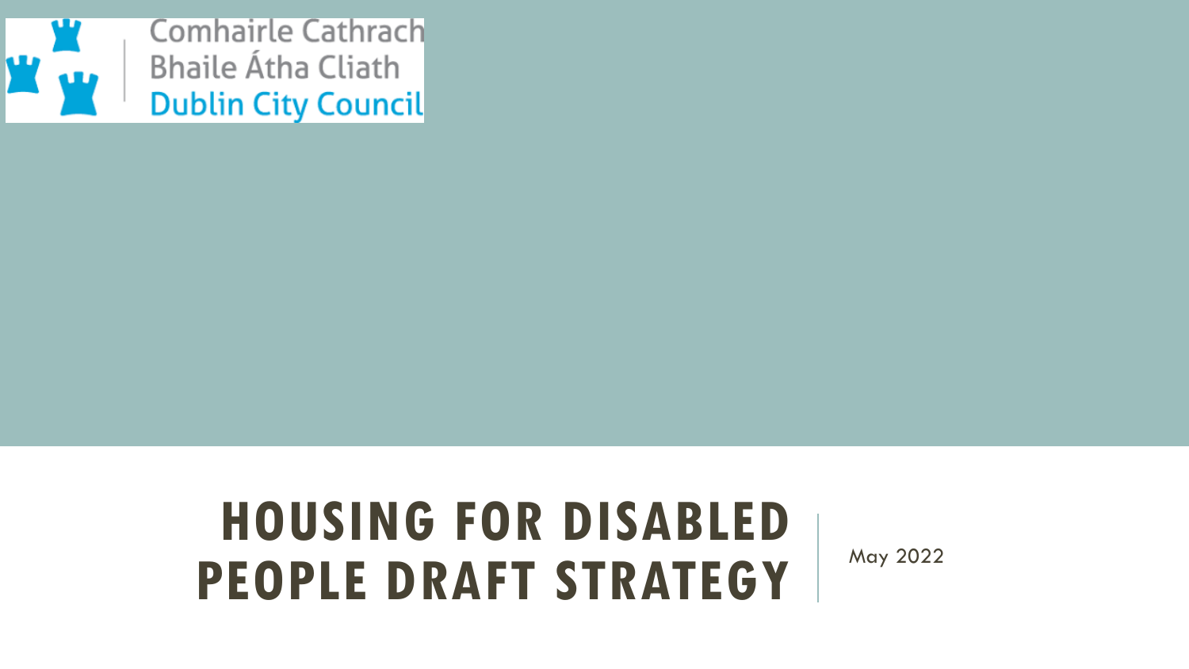Comhairle Cathrach Bhaile Átha Cliath
Dublin City Council

# HOUSING FOR DISABLED PEOPLE DRAFT STRATEGY

May 2022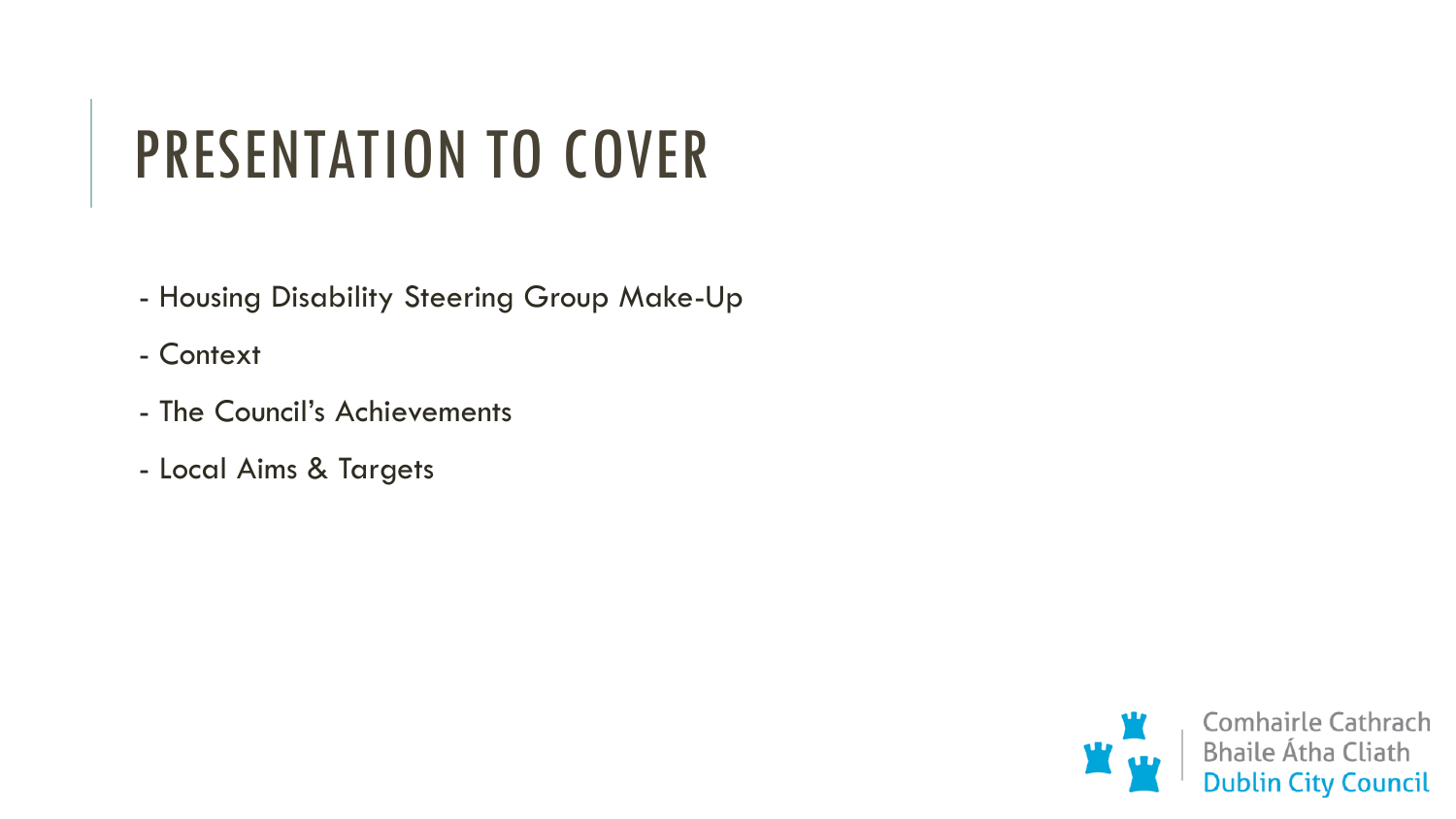# PRESENTATION TO COVER

- Housing Disability Steering Group Make-Up
- Context
- The Council's Achievements
- Local Aims & Targets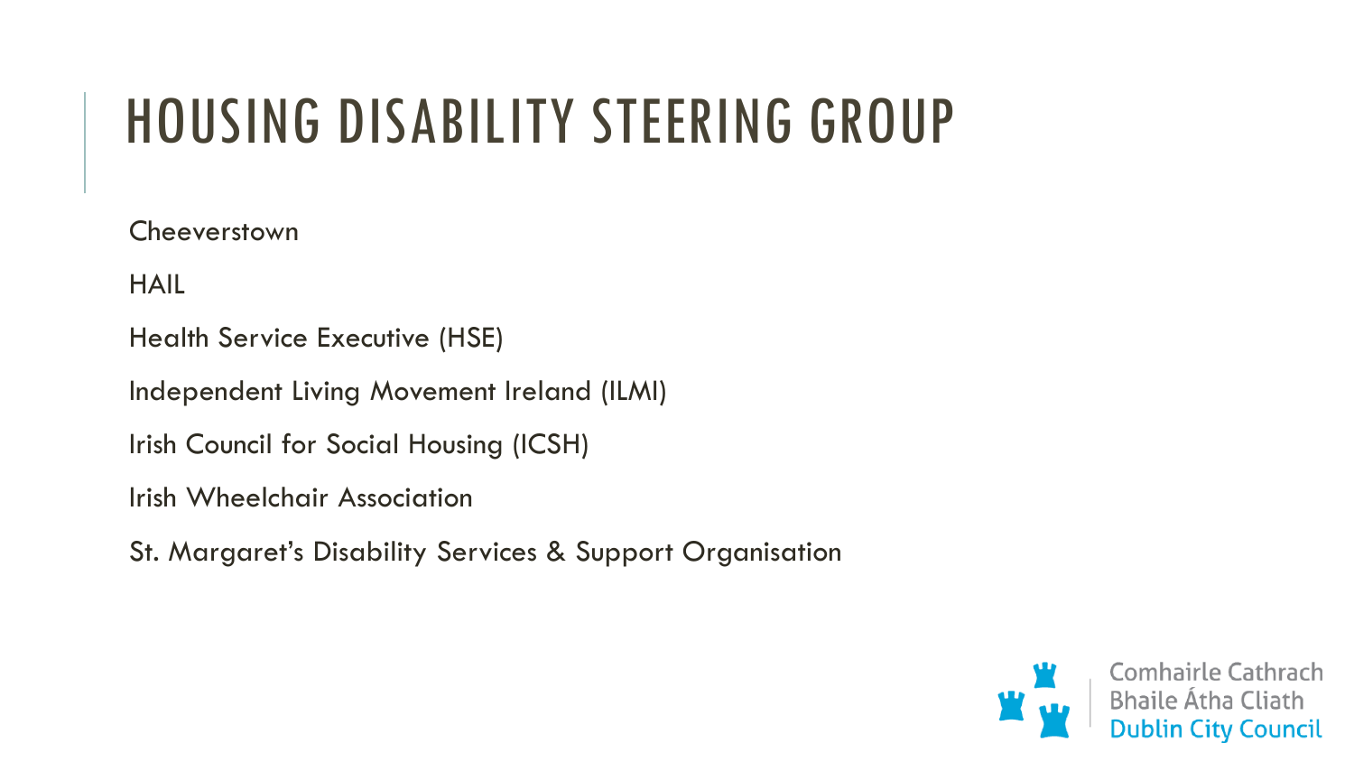# HOUSING DISABILITY STEERING GROUP

Cheeverstown

HAIL

Health Service Executive (HSE)

Independent Living Movement Ireland (ILMI)

Irish Council for Social Housing (ICSH)

Irish Wheelchair Association

St. Margaret's Disability Services & Support Organisation

Comhairle Cathrach Bhaile Átha Cliath
Dublin City Council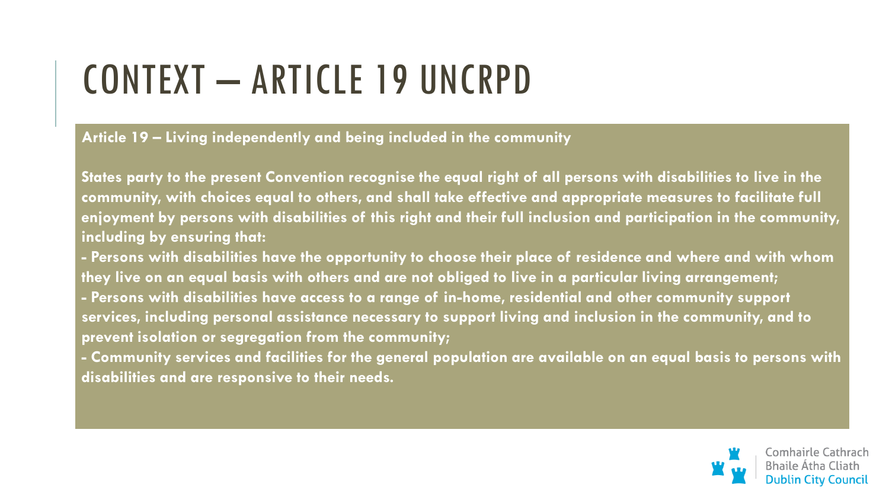# CONTEXT – ARTICLE 19 UNCRPD

**Article 19 – Living independently and being included in the community**

**States party to the present Convention recognise the equal right of all persons with disabilities to live in the community, with choices equal to others, and shall take effective and appropriate measures to facilitate full enjoyment by persons with disabilities of this right and their full inclusion and participation in the community, including by ensuring that:**

- **Persons with disabilities have the opportunity to choose their place of residence and where and with whom they live on an equal basis with others and are not obliged to live in a particular living arrangement;**
- **Persons with disabilities have access to a range of in-home, residential and other community support services, including personal assistance necessary to support living and inclusion in the community, and to prevent isolation or segregation from the community;**
- **Community services and facilities for the general population are available on an equal basis to persons with disabilities and are responsive to their needs.**

Comhairle Cathrach Bhaile Átha Cliath
Dublin City Council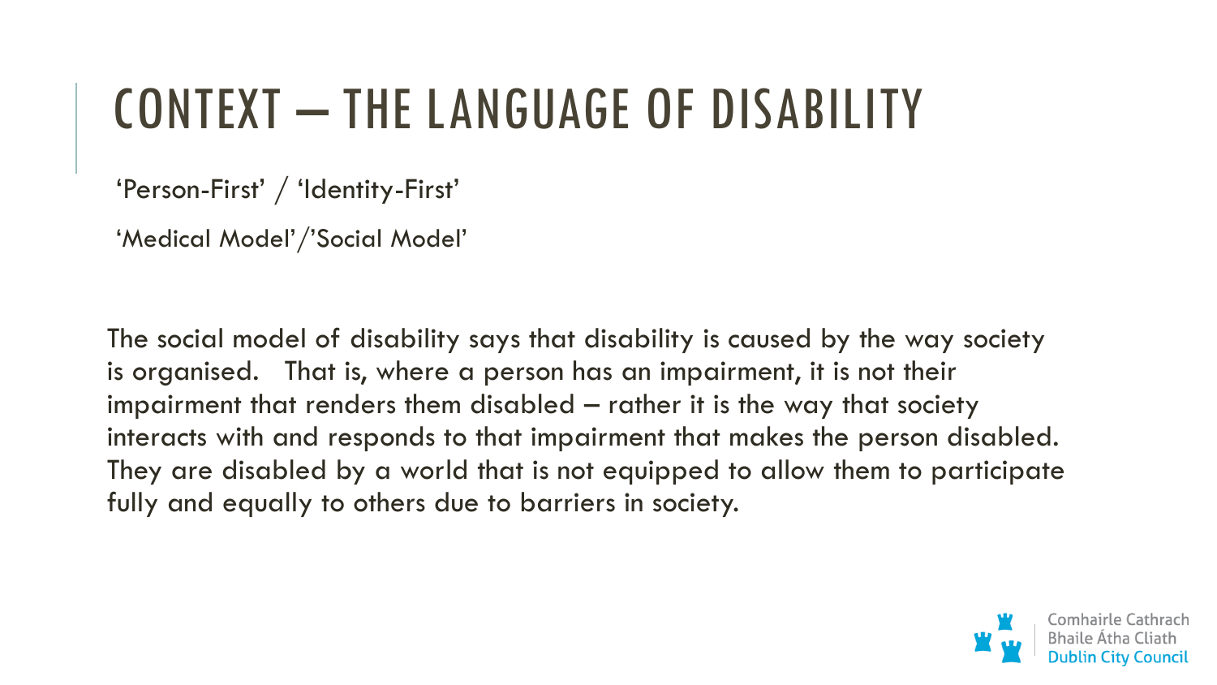# CONTEXT – THE LANGUAGE OF DISABILITY

'Person-First' / 'Identity-First'

'Medical Model'/'Social Model'

The social model of disability says that disability is caused by the way society is organised. That is, where a person has an impairment, it is not their impairment that renders them disabled – rather it is the way that society interacts with and responds to that impairment that makes the person disabled. They are disabled by a world that is not equipped to allow them to participate fully and equally to others due to barriers in society.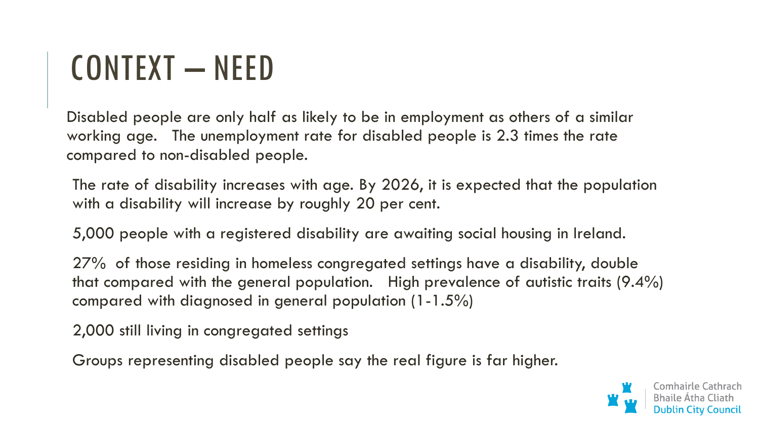# CONTEXT – NEED

Disabled people are only half as likely to be in employment as others of a similar working age. The unemployment rate for disabled people is 2.3 times the rate compared to non-disabled people.

The rate of disability increases with age. By 2026, it is expected that the population with a disability will increase by roughly 20 per cent.

5,000 people with a registered disability are awaiting social housing in Ireland.

27% of those residing in homeless congregated settings have a disability, double that compared with the general population. High prevalence of autistic traits (9.4%) compared with diagnosed in general population (1-1.5%)

2,000 still living in congregated settings

Groups representing disabled people say the real figure is far higher.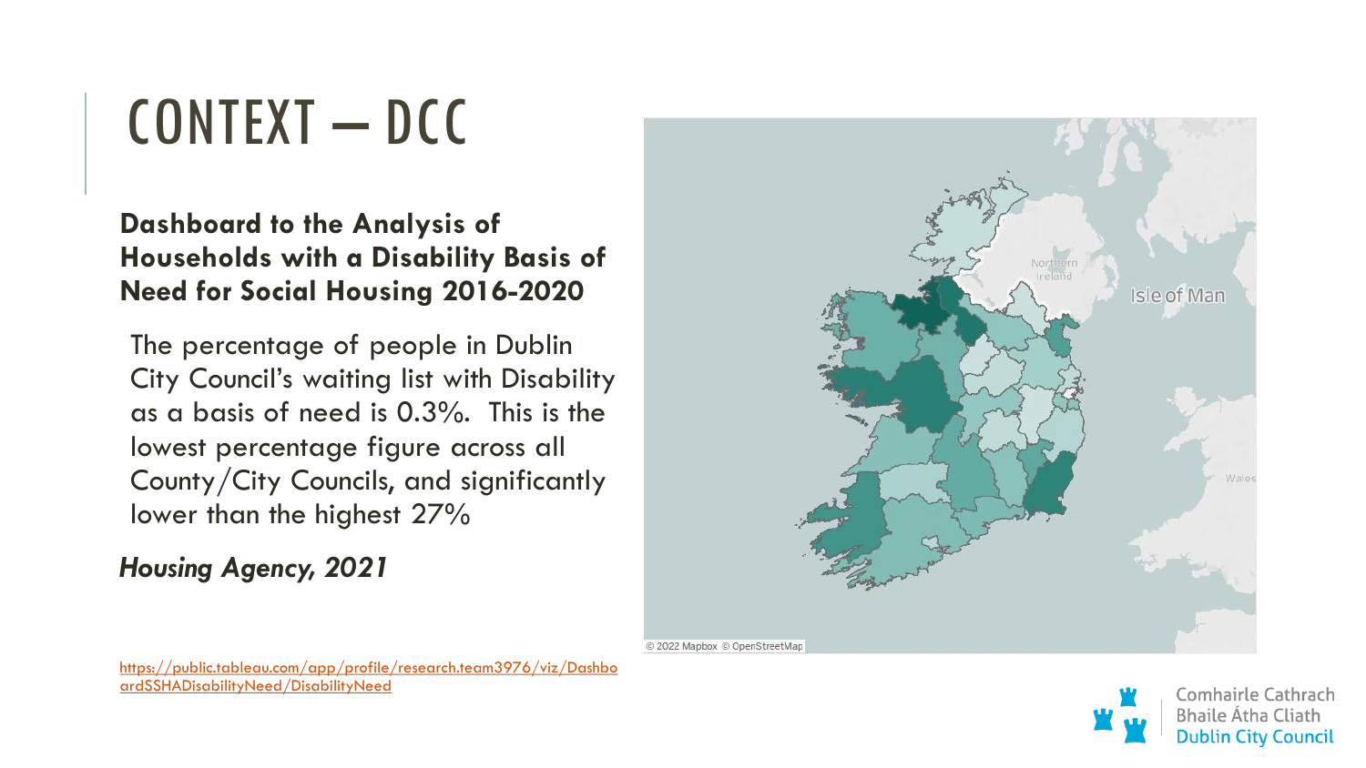# CONTEXT – DCC

**Dashboard to the Analysis of Households with a Disability Basis of Need for Social Housing 2016-2020**

The percentage of people in Dublin City Council's waiting list with Disability as a basis of need is 0.3%. This is the lowest percentage figure across all County/City Councils, and significantly lower than the highest 27%

***Housing Agency, 2021***

https://public.tableau.com/app/profile/research.team3976/viz/DashboardSSHADisabilityNeed/DisabilityNeed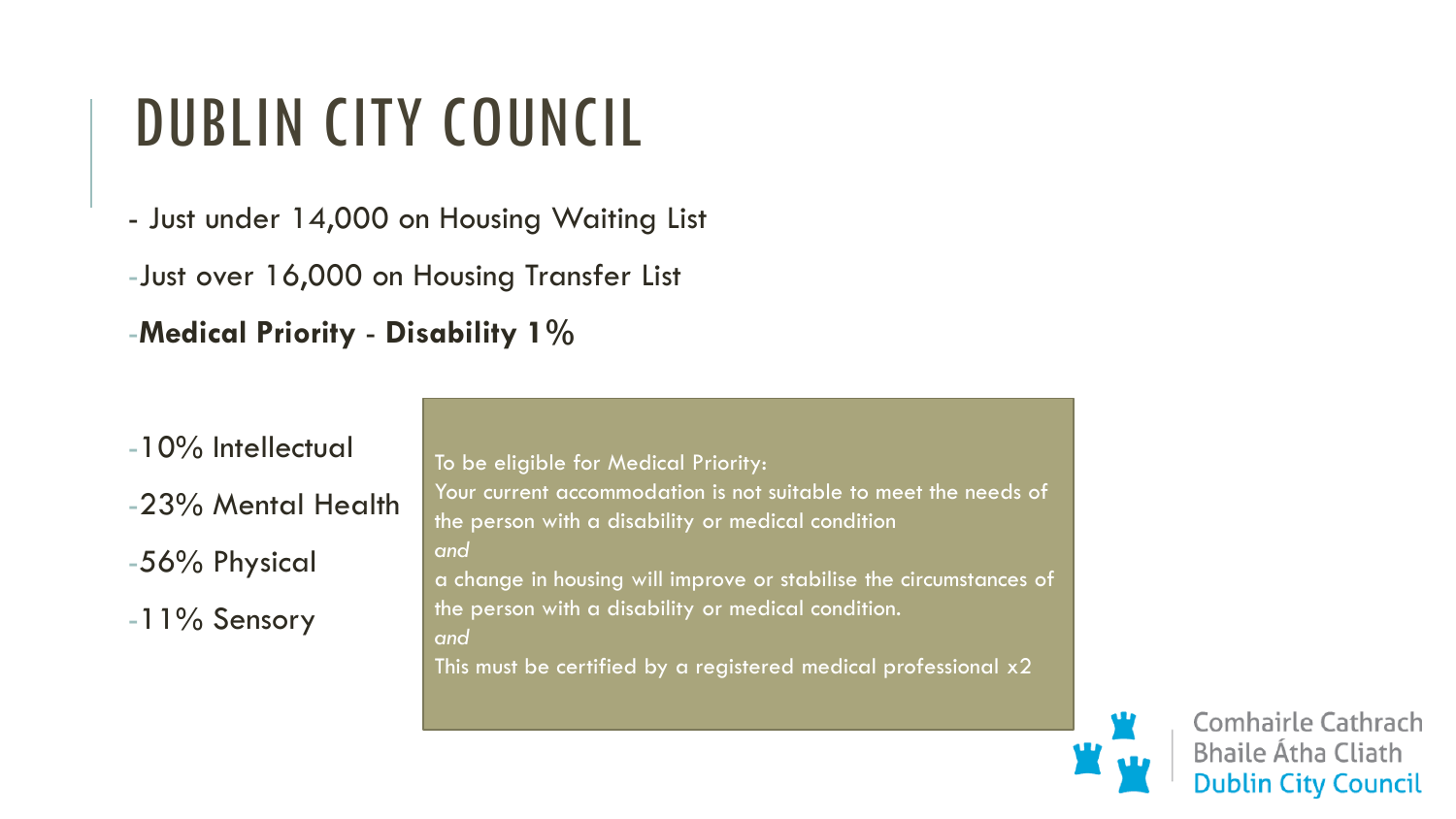# DUBLIN CITY COUNCIL

- Just under 14,000 on Housing Waiting List
- Just over 16,000 on Housing Transfer List
- **Medical Priority** - **Disability 1%**

- 10% Intellectual
- 23% Mental Health
- 56% Physical
- 11% Sensory

To be eligible for Medical Priority:
Your current accommodation is not suitable to meet the needs of the person with a disability or medical condition
*and*
a change in housing will improve or stabilise the circumstances of the person with a disability or medical condition.
*and*
This must be certified by a registered medical professional x2

Comhairle Cathrach Bhaile Átha Cliath
Dublin City Council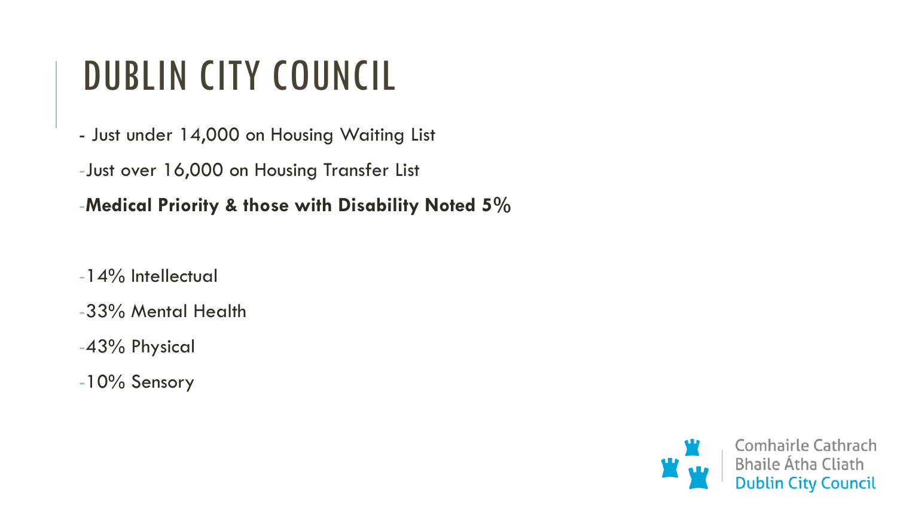# DUBLIN CITY COUNCIL

- Just under 14,000 on Housing Waiting List
- Just over 16,000 on Housing Transfer List
- **Medical Priority & those with Disability Noted 5%**

- 14% Intellectual
- 33% Mental Health
- 43% Physical
- 10% Sensory

Comhairle Cathrach Bhaile Átha Cliath
Dublin City Council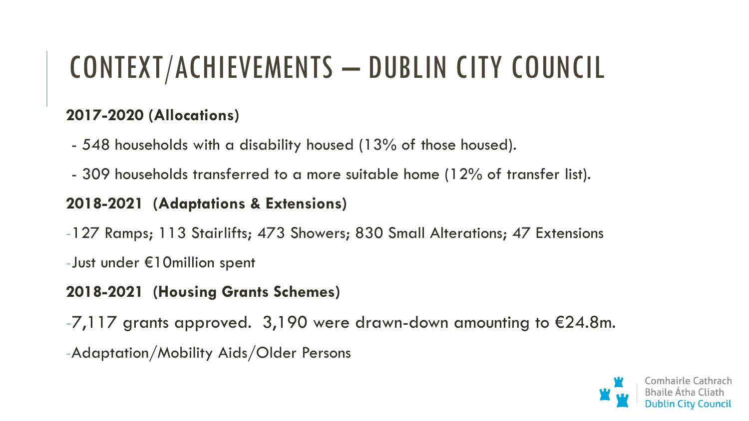# CONTEXT/ACHIEVEMENTS – DUBLIN CITY COUNCIL

**2017-2020 (Allocations)**

- 548 households with a disability housed (13% of those housed).
- 309 households transferred to a more suitable home (12% of transfer list).

**2018-2021 (Adaptations & Extensions)**

- 127 Ramps; 113 Stairlifts; 473 Showers; 830 Small Alterations; 47 Extensions
- Just under €10million spent

**2018-2021 (Housing Grants Schemes)**

- 7,117 grants approved. 3,190 were drawn-down amounting to €24.8m.
- Adaptation/Mobility Aids/Older Persons

Comhairle Cathrach Bhaile Átha Cliath
Dublin City Council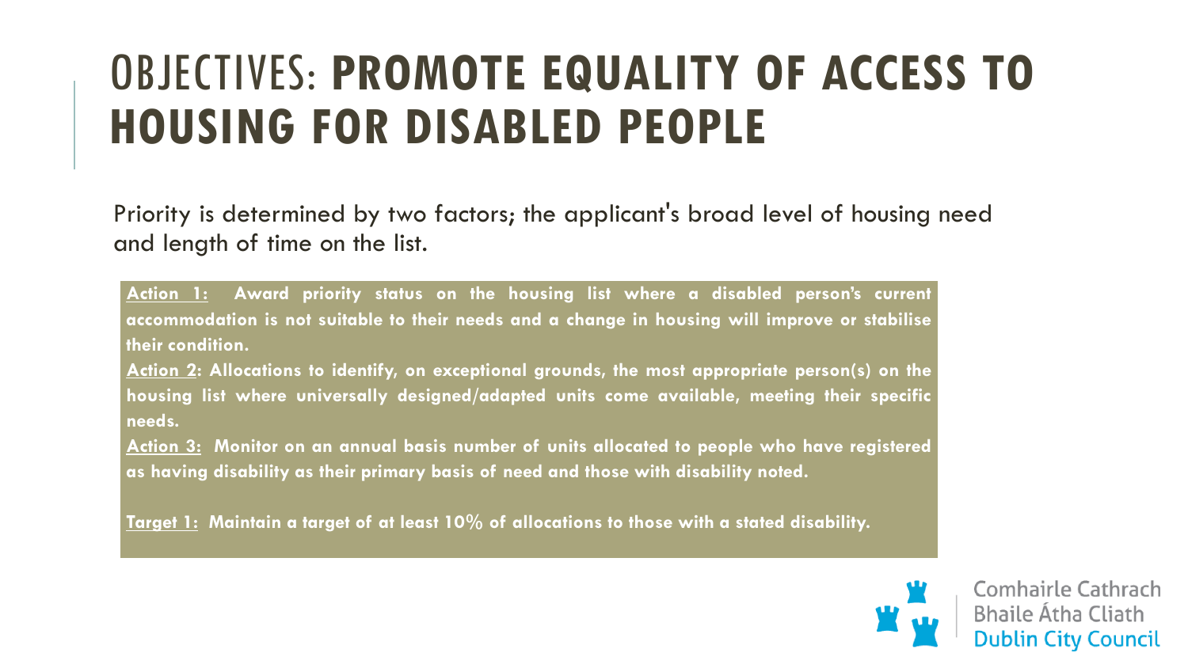# OBJECTIVES: **PROMOTE EQUALITY OF ACCESS TO HOUSING FOR DISABLED PEOPLE**

Priority is determined by two factors; the applicant's broad level of housing need and length of time on the list.

**Action 1: Award priority status on the housing list where a disabled person's current accommodation is not suitable to their needs and a change in housing will improve or stabilise their condition.**

**Action 2: Allocations to identify, on exceptional grounds, the most appropriate person(s) on the housing list where universally designed/adapted units come available, meeting their specific needs.**

**Action 3: Monitor on an annual basis number of units allocated to people who have registered as having disability as their primary basis of need and those with disability noted.**

**Target 1: Maintain a target of at least 10% of allocations to those with a stated disability.**

Comhairle Cathrach Bhaile Átha Cliath
Dublin City Council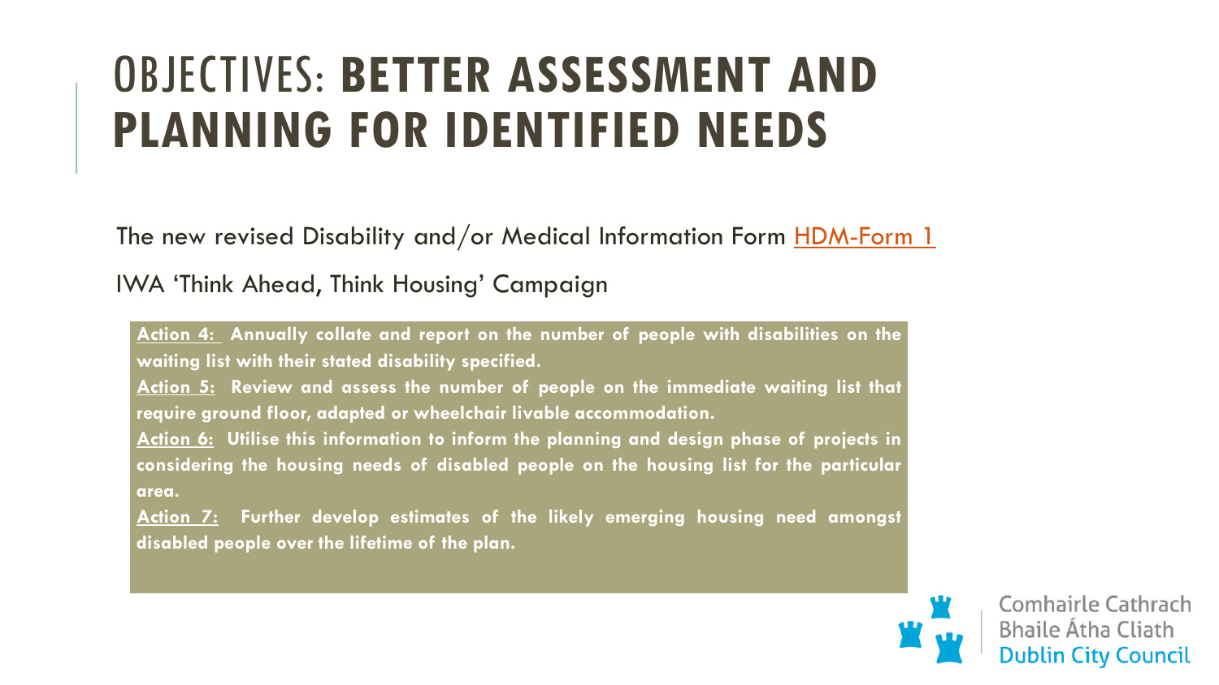# OBJECTIVES: **BETTER ASSESSMENT AND PLANNING FOR IDENTIFIED NEEDS**

The new revised Disability and/or Medical Information Form HDM-Form 1

IWA 'Think Ahead, Think Housing' Campaign

**Action 4:** **Annually collate and report on the number of people with disabilities on the waiting list with their stated disability specified.**

**Action 5:** **Review and assess the number of people on the immediate waiting list that require ground floor, adapted or wheelchair livable accommodation.**

**Action 6:** **Utilise this information to inform the planning and design phase of projects in considering the housing needs of disabled people on the housing list for the particular area.**

**Action 7:** **Further develop estimates of the likely emerging housing need amongst disabled people over the lifetime of the plan.**

Comhairle Cathrach Bhaile Átha Cliath
Dublin City Council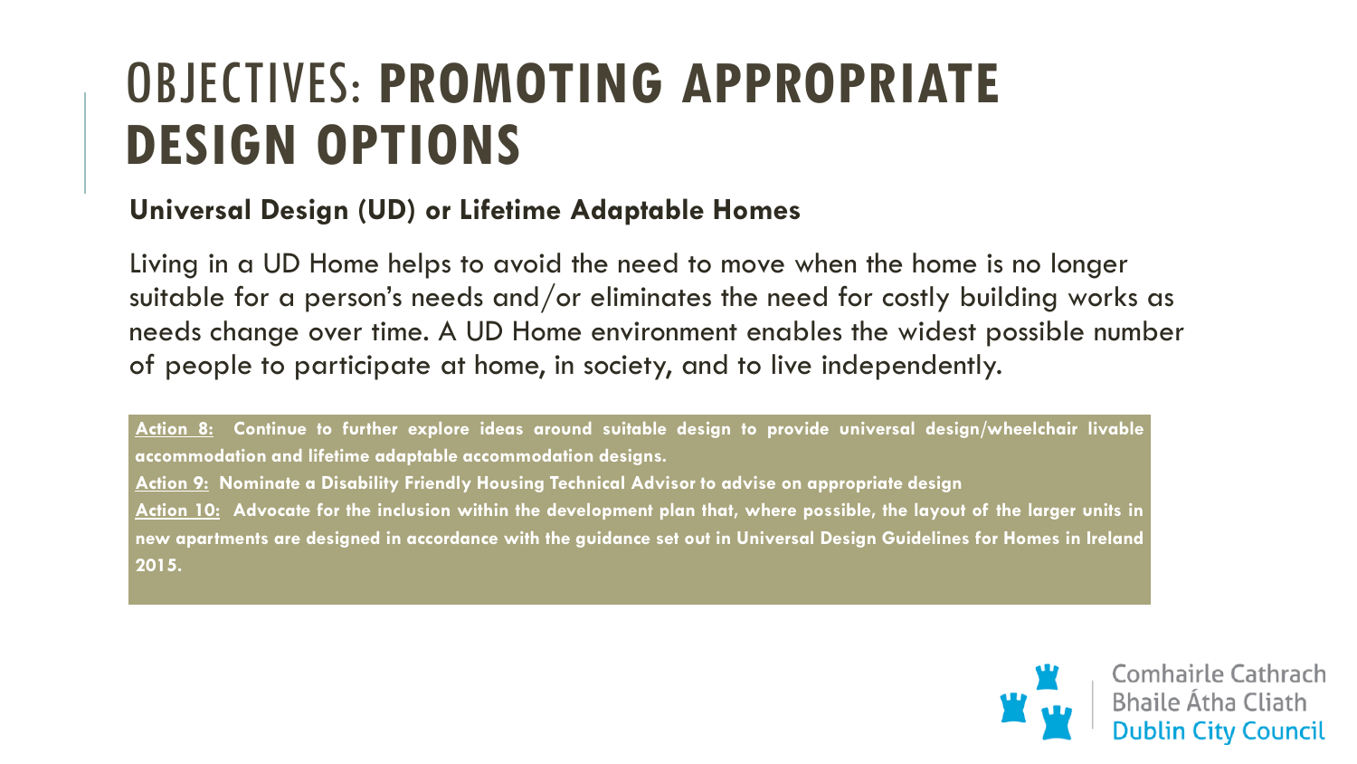# OBJECTIVES: **PROMOTING APPROPRIATE DESIGN OPTIONS**

**Universal Design (UD) or Lifetime Adaptable Homes**

Living in a UD Home helps to avoid the need to move when the home is no longer suitable for a person's needs and/or eliminates the need for costly building works as needs change over time. A UD Home environment enables the widest possible number of people to participate at home, in society, and to live independently.

**Action 8:** **Continue to further explore ideas around suitable design to provide universal design/wheelchair livable accommodation and lifetime adaptable accommodation designs.**

**Action 9:** **Nominate a Disability Friendly Housing Technical Advisor to advise on appropriate design**

**Action 10:** **Advocate for the inclusion within the development plan that, where possible, the layout of the larger units in new apartments are designed in accordance with the guidance set out in Universal Design Guidelines for Homes in Ireland 2015.**

Comhairle Cathrach Bhaile Átha Cliath
Dublin City Council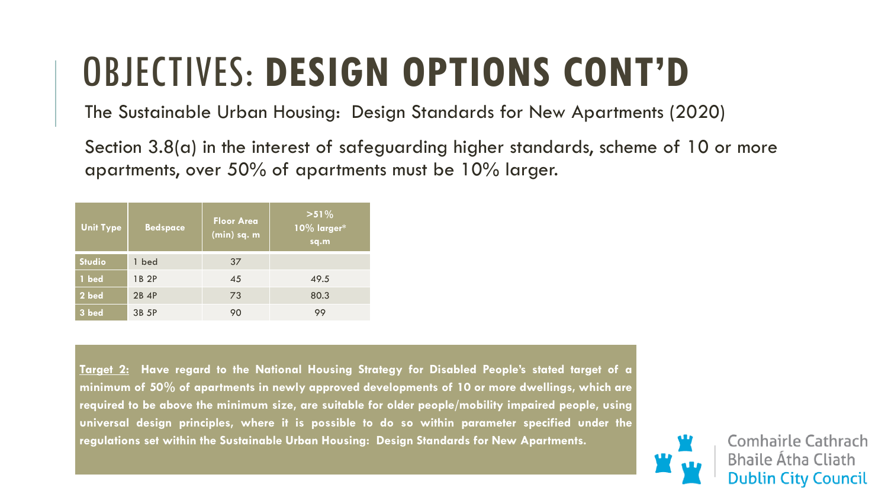# OBJECTIVES: **DESIGN OPTIONS CONT'D**

The Sustainable Urban Housing: Design Standards for New Apartments (2020)

Section 3.8(a) in the interest of safeguarding higher standards, scheme of 10 or more apartments, over 50% of apartments must be 10% larger.

| Unit Type | Bedspace | Floor Area (min) sq. m | >51% 10% larger* sq.m |
|---|---|---|---|
| Studio | 1 bed | 37 | |
| 1 bed | 1B 2P | 45 | 49.5 |
| 2 bed | 2B 4P | 73 | 80.3 |
| 3 bed | 3B 5P | 90 | 99 |

**Target 2: Have regard to the National Housing Strategy for Disabled People's stated target of a minimum of 50% of apartments in newly approved developments of 10 or more dwellings, which are required to be above the minimum size, are suitable for older people/mobility impaired people, using universal design principles, where it is possible to do so within parameter specified under the regulations set within the Sustainable Urban Housing: Design Standards for New Apartments.**

Comhairle Cathrach Bhaile Átha Cliath
Dublin City Council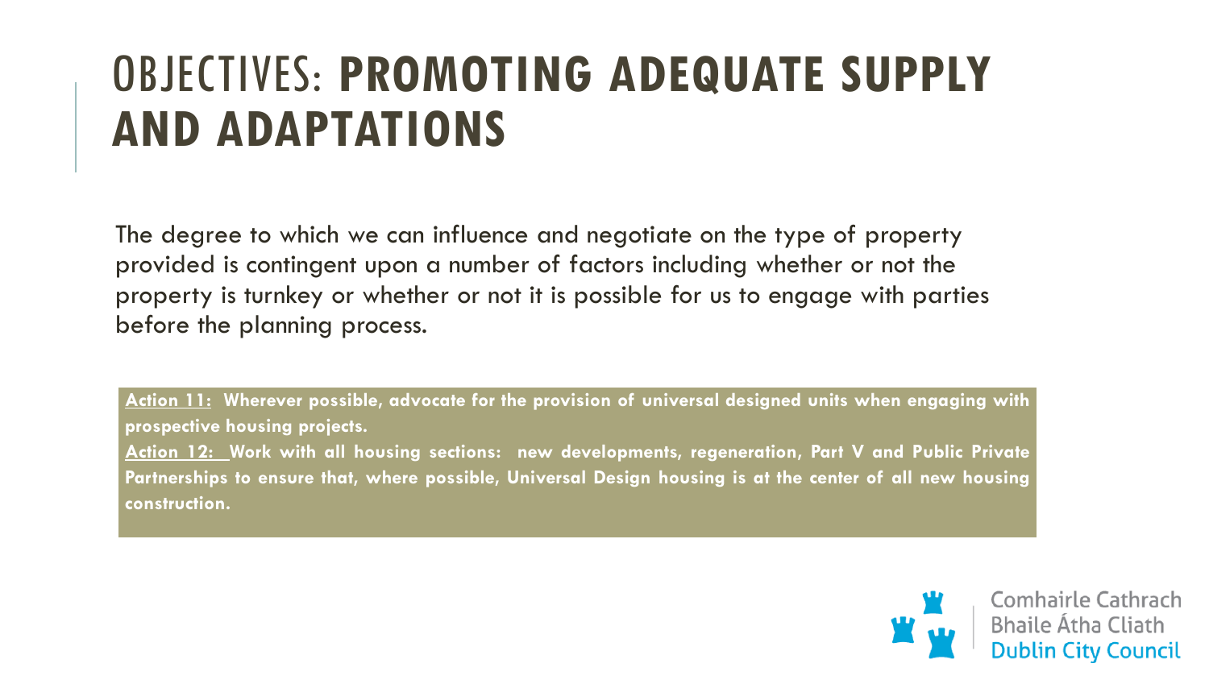# OBJECTIVES: **PROMOTING ADEQUATE SUPPLY AND ADAPTATIONS**

The degree to which we can influence and negotiate on the type of property provided is contingent upon a number of factors including whether or not the property is turnkey or whether or not it is possible for us to engage with parties before the planning process.

**Action 11: Wherever possible, advocate for the provision of universal designed units when engaging with prospective housing projects.**

**Action 12: Work with all housing sections: new developments, regeneration, Part V and Public Private Partnerships to ensure that, where possible, Universal Design housing is at the center of all new housing construction.**

Comhairle Cathrach Bhaile Átha Cliath
Dublin City Council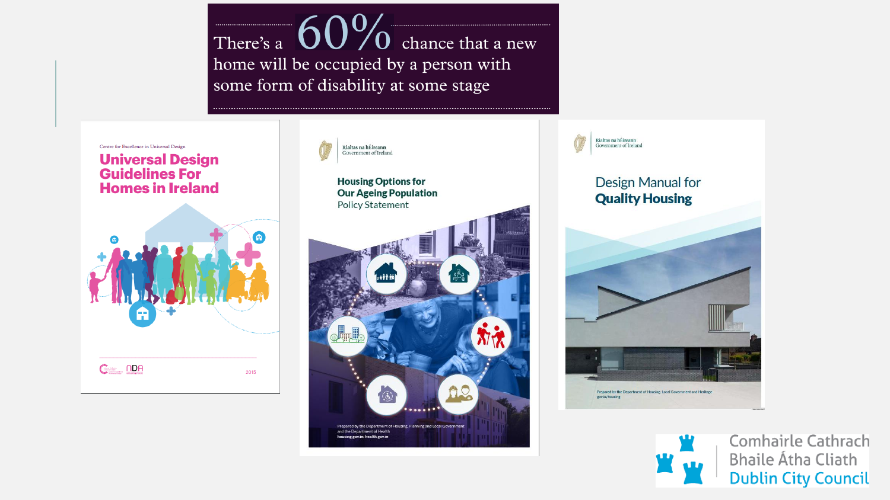There's a 60% chance that a new home will be occupied by a person with some form of disability at some stage

Centre for Excellence in Universal Design

**Universal Design Guidelines For Homes in Ireland**

2015

Rialtas na hÉireann
Government of Ireland

**Housing Options for Our Ageing Population**
Policy Statement

Prepared by the Department of Housing, Planning and Local Government and the Department of Health
housing.gov.ie health.gov.ie

Rialtas na hÉireann
Government of Ireland

Design Manual for **Quality Housing**

Prepared by the Department of Housing, Local Government and Heritage
gov.ie/housing

Comhairle Cathrach
Bhaile Átha Cliath
Dublin City Council